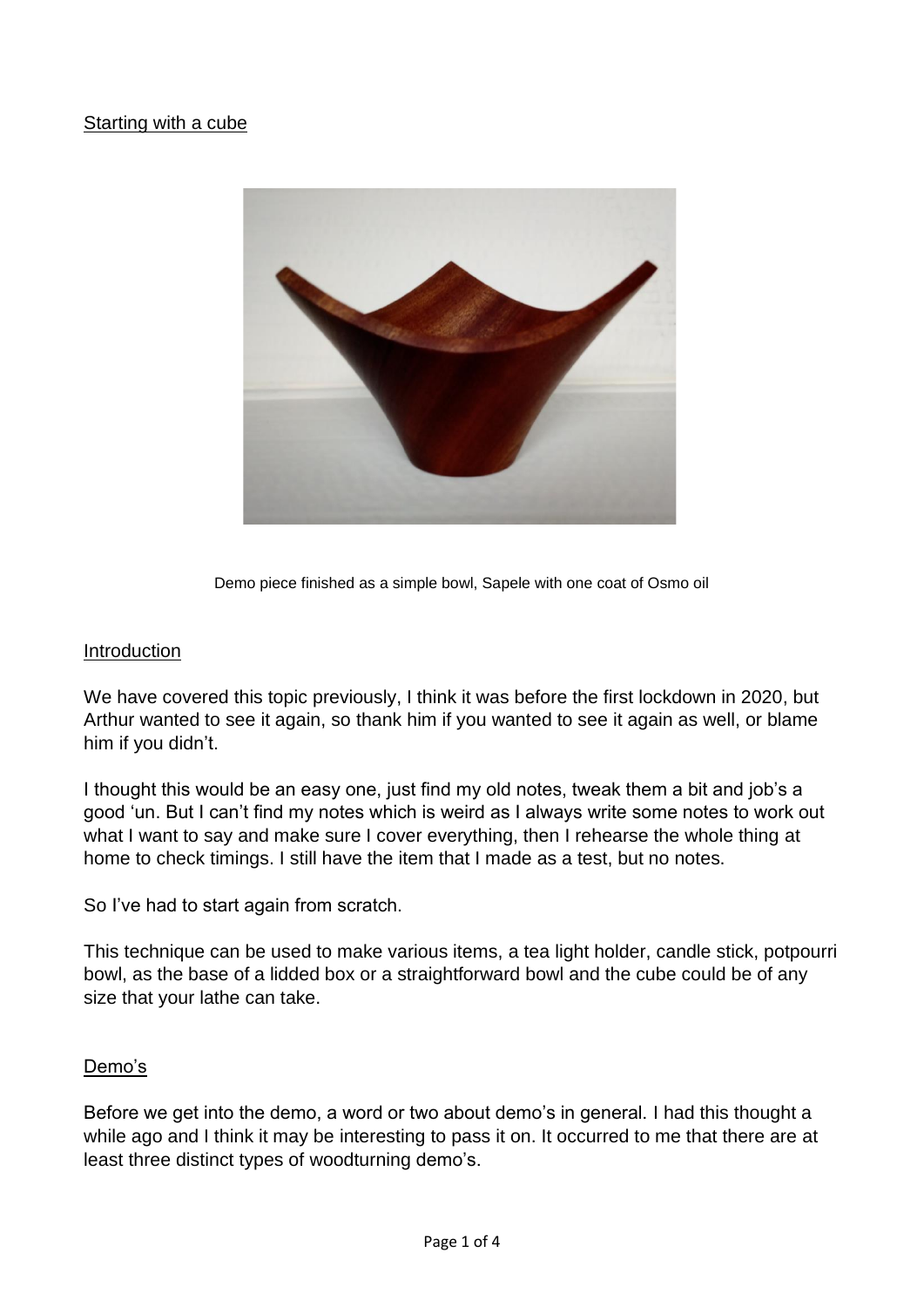## Starting with a cube

Demo piece finished as a simple bowl, Sapele with one coat of Osmo oil

## Introduction

We have covered this topic previously, I think it was before the first lockdown in 2020, but Arthur wanted to see it again, so thank him if you wanted to see it again as well, or blame him if you didn't.

I thought this would be an easy one, just find my old notes, tweak them a bit and job's a good 'un. But I can't find my notes which is weird as I always write some notes to work out what I want to say and make sure I cover everything, then I rehearse the whole thing at home to check timings. I still have the item that I made as a test, but no notes.

So I've had to start again from scratch.

This technique can be used to make various items, a tea light holder, candle stick, potpourri bowl, as the base of a lidded box or a straightforward bowl and the cube could be of any size that your lathe can take.

## Demo's

Before we get into the demo, a word or two about demo's in general. I had this thought a while ago and I think it may be interesting to pass it on. It occurred to me that there are at least three distinct types of woodturning demo's.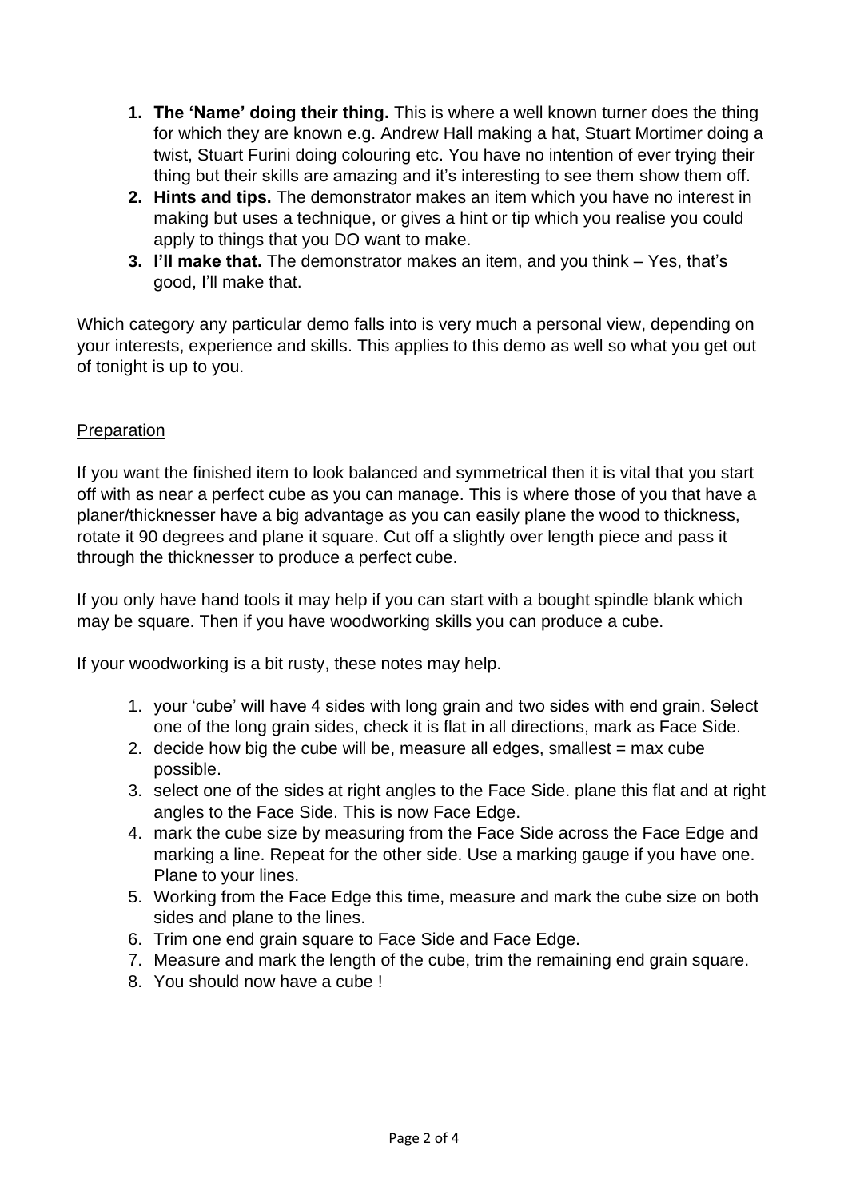1. **The 'Name' doing their thing.** This is where a well known turner does the thing for which they are known e.g. Andrew Hall making a hat, Stuart Mortimer doing a twist, Stuart Furini doing colouring etc. You have no intention of ever trying their thing but their skills are amazing and it's interesting to see them show them off.
2. **Hints and tips.** The demonstrator makes an item which you have no interest in making but uses a technique, or gives a hint or tip which you realise you could apply to things that you DO want to make.
3. **I'll make that.** The demonstrator makes an item, and you think – Yes, that's good, I'll make that.

Which category any particular demo falls into is very much a personal view, depending on your interests, experience and skills. This applies to this demo as well so what you get out of tonight is up to you.

<u>Preparation</u>

If you want the finished item to look balanced and symmetrical then it is vital that you start off with as near a perfect cube as you can manage. This is where those of you that have a planer/thicknesser have a big advantage as you can easily plane the wood to thickness, rotate it 90 degrees and plane it square. Cut off a slightly over length piece and pass it through the thicknesser to produce a perfect cube.

If you only have hand tools it may help if you can start with a bought spindle blank which may be square. Then if you have woodworking skills you can produce a cube.

If your woodworking is a bit rusty, these notes may help.

1. your 'cube' will have 4 sides with long grain and two sides with end grain. Select one of the long grain sides, check it is flat in all directions, mark as Face Side.
2. decide how big the cube will be, measure all edges, smallest = max cube possible.
3. select one of the sides at right angles to the Face Side. plane this flat and at right angles to the Face Side. This is now Face Edge.
4. mark the cube size by measuring from the Face Side across the Face Edge and marking a line. Repeat for the other side. Use a marking gauge if you have one. Plane to your lines.
5. Working from the Face Edge this time, measure and mark the cube size on both sides and plane to the lines.
6. Trim one end grain square to Face Side and Face Edge.
7. Measure and mark the length of the cube, trim the remaining end grain square.
8. You should now have a cube !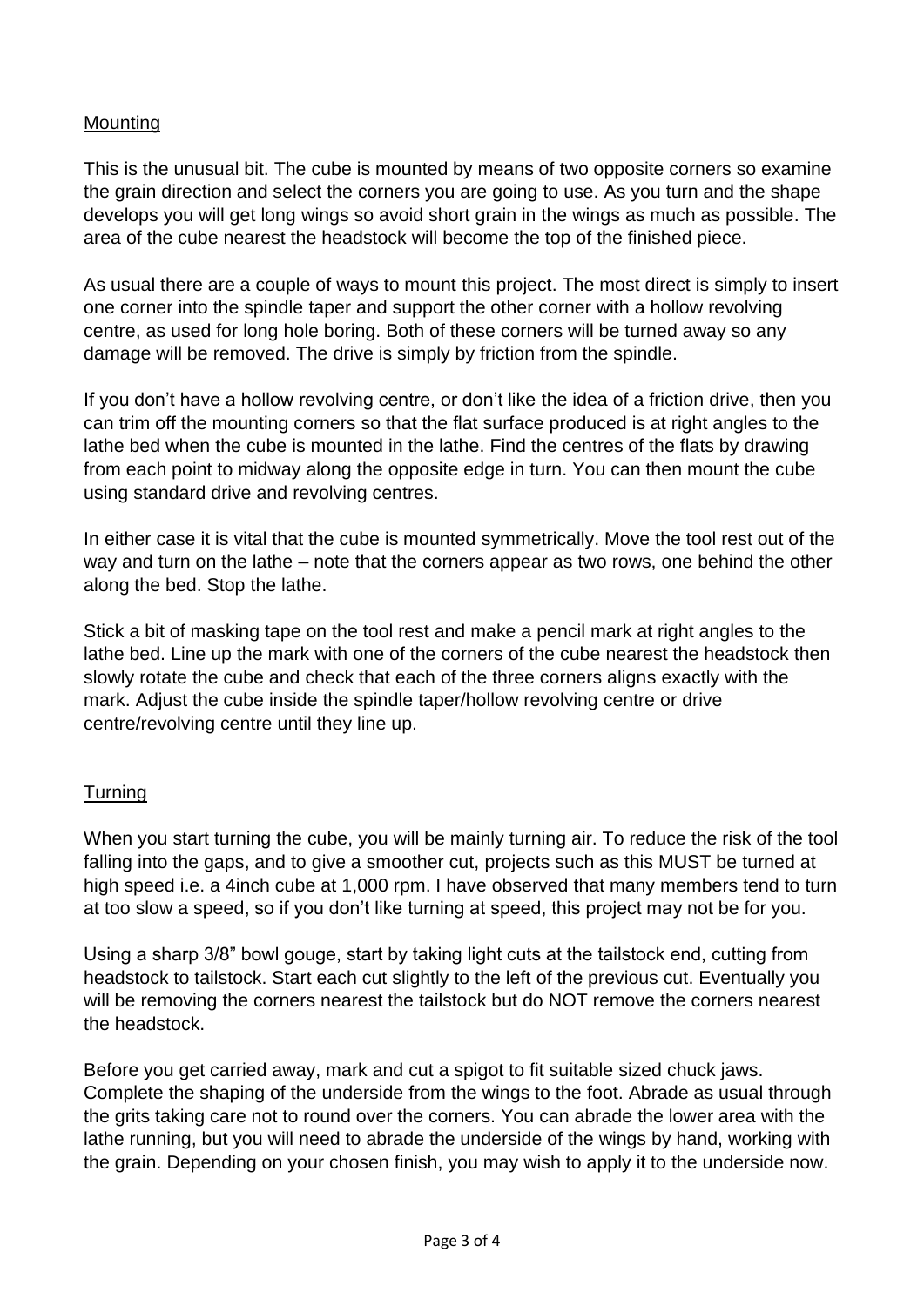## Mounting

This is the unusual bit. The cube is mounted by means of two opposite corners so examine the grain direction and select the corners you are going to use. As you turn and the shape develops you will get long wings so avoid short grain in the wings as much as possible. The area of the cube nearest the headstock will become the top of the finished piece.

As usual there are a couple of ways to mount this project. The most direct is simply to insert one corner into the spindle taper and support the other corner with a hollow revolving centre, as used for long hole boring. Both of these corners will be turned away so any damage will be removed. The drive is simply by friction from the spindle.

If you don't have a hollow revolving centre, or don't like the idea of a friction drive, then you can trim off the mounting corners so that the flat surface produced is at right angles to the lathe bed when the cube is mounted in the lathe. Find the centres of the flats by drawing from each point to midway along the opposite edge in turn. You can then mount the cube using standard drive and revolving centres.

In either case it is vital that the cube is mounted symmetrically. Move the tool rest out of the way and turn on the lathe – note that the corners appear as two rows, one behind the other along the bed. Stop the lathe.

Stick a bit of masking tape on the tool rest and make a pencil mark at right angles to the lathe bed. Line up the mark with one of the corners of the cube nearest the headstock then slowly rotate the cube and check that each of the three corners aligns exactly with the mark. Adjust the cube inside the spindle taper/hollow revolving centre or drive centre/revolving centre until they line up.

## Turning

When you start turning the cube, you will be mainly turning air. To reduce the risk of the tool falling into the gaps, and to give a smoother cut, projects such as this MUST be turned at high speed i.e. a 4inch cube at 1,000 rpm. I have observed that many members tend to turn at too slow a speed, so if you don't like turning at speed, this project may not be for you.

Using a sharp 3/8" bowl gouge, start by taking light cuts at the tailstock end, cutting from headstock to tailstock. Start each cut slightly to the left of the previous cut. Eventually you will be removing the corners nearest the tailstock but do NOT remove the corners nearest the headstock.

Before you get carried away, mark and cut a spigot to fit suitable sized chuck jaws. Complete the shaping of the underside from the wings to the foot. Abrade as usual through the grits taking care not to round over the corners. You can abrade the lower area with the lathe running, but you will need to abrade the underside of the wings by hand, working with the grain. Depending on your chosen finish, you may wish to apply it to the underside now.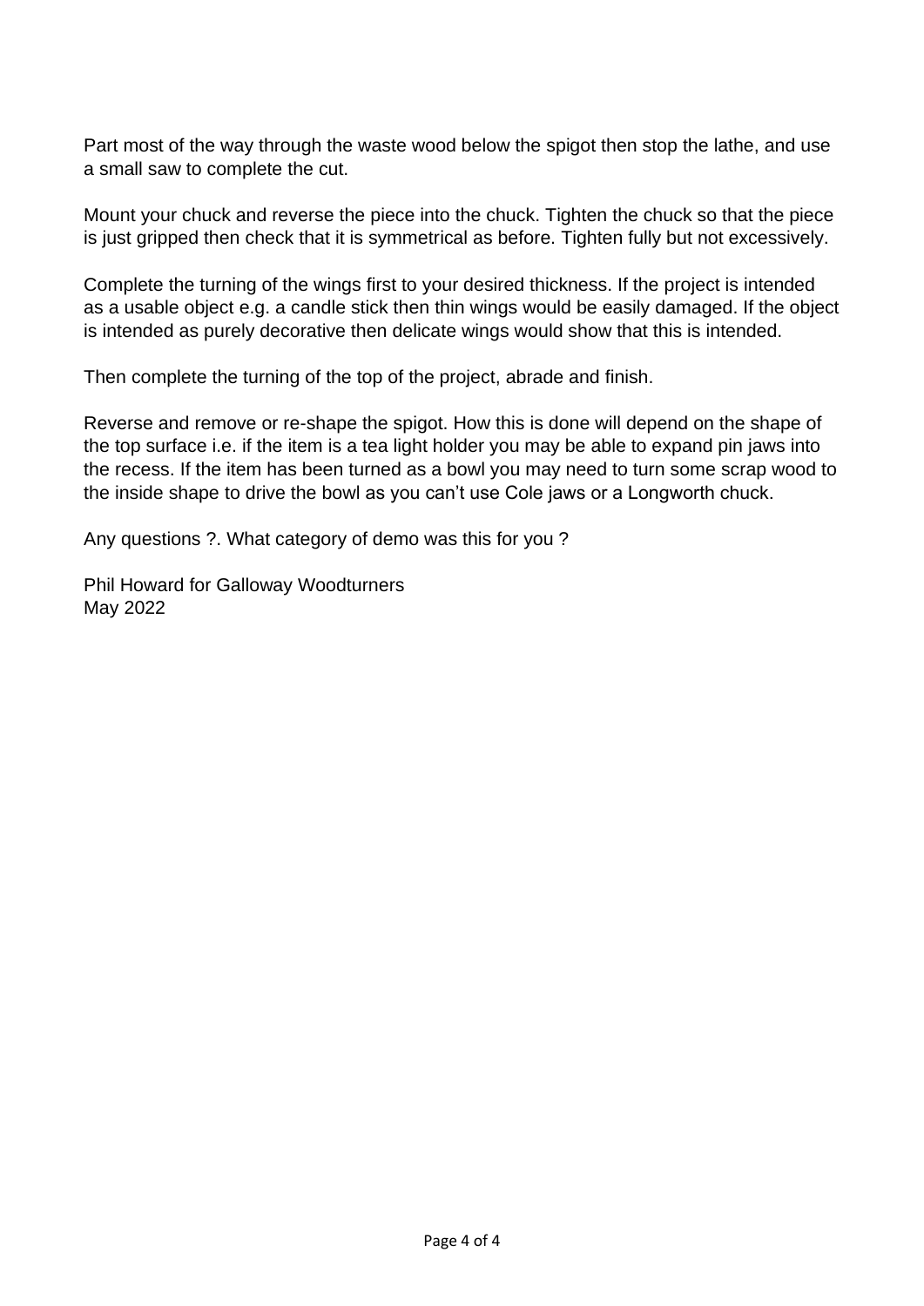Part most of the way through the waste wood below the spigot then stop the lathe, and use a small saw to complete the cut.

Mount your chuck and reverse the piece into the chuck. Tighten the chuck so that the piece is just gripped then check that it is symmetrical as before. Tighten fully but not excessively.

Complete the turning of the wings first to your desired thickness. If the project is intended as a usable object e.g. a candle stick then thin wings would be easily damaged. If the object is intended as purely decorative then delicate wings would show that this is intended.

Then complete the turning of the top of the project, abrade and finish.

Reverse and remove or re-shape the spigot. How this is done will depend on the shape of the top surface i.e. if the item is a tea light holder you may be able to expand pin jaws into the recess. If the item has been turned as a bowl you may need to turn some scrap wood to the inside shape to drive the bowl as you can't use Cole jaws or a Longworth chuck.

Any questions ?. What category of demo was this for you ?

Phil Howard for Galloway Woodturners
May 2022